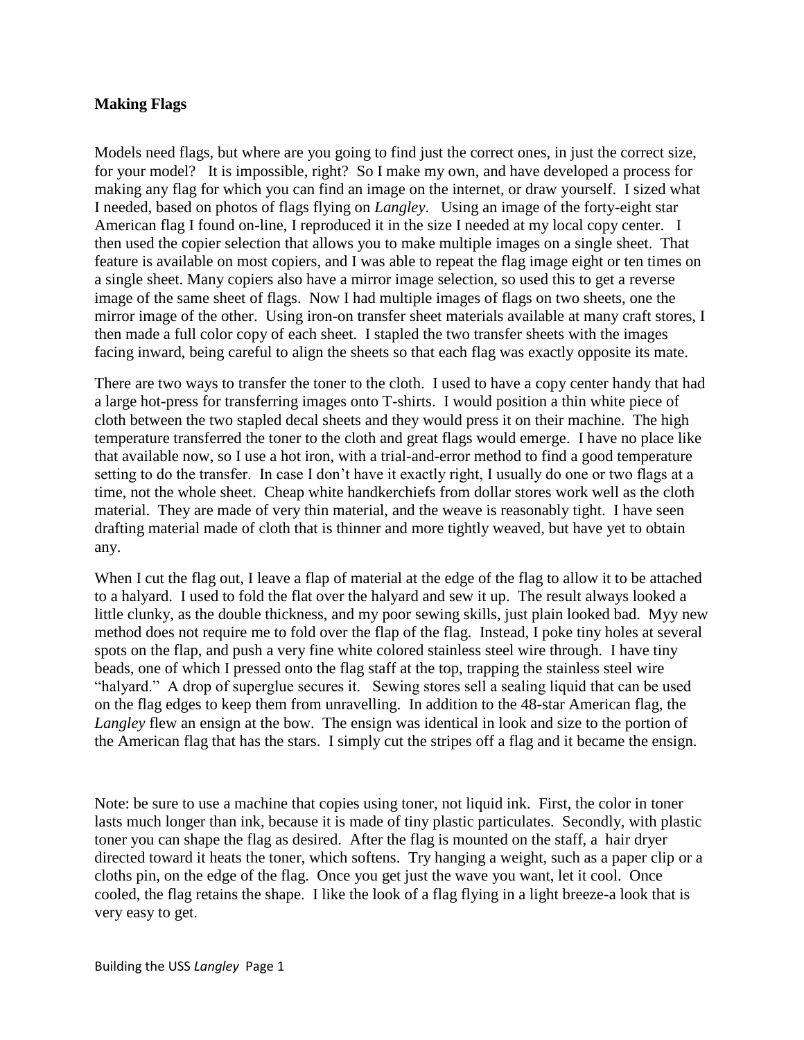**Making Flags**

Models need flags, but where are you going to find just the correct ones, in just the correct size, for your model? It is impossible, right? So I make my own, and have developed a process for making any flag for which you can find an image on the internet, or draw yourself. I sized what I needed, based on photos of flags flying on *Langley*. Using an image of the forty-eight star American flag I found on-line, I reproduced it in the size I needed at my local copy center. I then used the copier selection that allows you to make multiple images on a single sheet. That feature is available on most copiers, and I was able to repeat the flag image eight or ten times on a single sheet. Many copiers also have a mirror image selection, so used this to get a reverse image of the same sheet of flags. Now I had multiple images of flags on two sheets, one the mirror image of the other. Using iron-on transfer sheet materials available at many craft stores, I then made a full color copy of each sheet. I stapled the two transfer sheets with the images facing inward, being careful to align the sheets so that each flag was exactly opposite its mate.

There are two ways to transfer the toner to the cloth. I used to have a copy center handy that had a large hot-press for transferring images onto T-shirts. I would position a thin white piece of cloth between the two stapled decal sheets and they would press it on their machine. The high temperature transferred the toner to the cloth and great flags would emerge. I have no place like that available now, so I use a hot iron, with a trial-and-error method to find a good temperature setting to do the transfer. In case I don't have it exactly right, I usually do one or two flags at a time, not the whole sheet. Cheap white handkerchiefs from dollar stores work well as the cloth material. They are made of very thin material, and the weave is reasonably tight. I have seen drafting material made of cloth that is thinner and more tightly weaved, but have yet to obtain any.

When I cut the flag out, I leave a flap of material at the edge of the flag to allow it to be attached to a halyard. I used to fold the flat over the halyard and sew it up. The result always looked a little clunky, as the double thickness, and my poor sewing skills, just plain looked bad. Myy new method does not require me to fold over the flap of the flag. Instead, I poke tiny holes at several spots on the flap, and push a very fine white colored stainless steel wire through. I have tiny beads, one of which I pressed onto the flag staff at the top, trapping the stainless steel wire "halyard." A drop of superglue secures it. Sewing stores sell a sealing liquid that can be used on the flag edges to keep them from unravelling. In addition to the 48-star American flag, the *Langley* flew an ensign at the bow. The ensign was identical in look and size to the portion of the American flag that has the stars. I simply cut the stripes off a flag and it became the ensign.

Note: be sure to use a machine that copies using toner, not liquid ink. First, the color in toner lasts much longer than ink, because it is made of tiny plastic particulates. Secondly, with plastic toner you can shape the flag as desired. After the flag is mounted on the staff, a hair dryer directed toward it heats the toner, which softens. Try hanging a weight, such as a paper clip or a cloths pin, on the edge of the flag. Once you get just the wave you want, let it cool. Once cooled, the flag retains the shape. I like the look of a flag flying in a light breeze-a look that is very easy to get.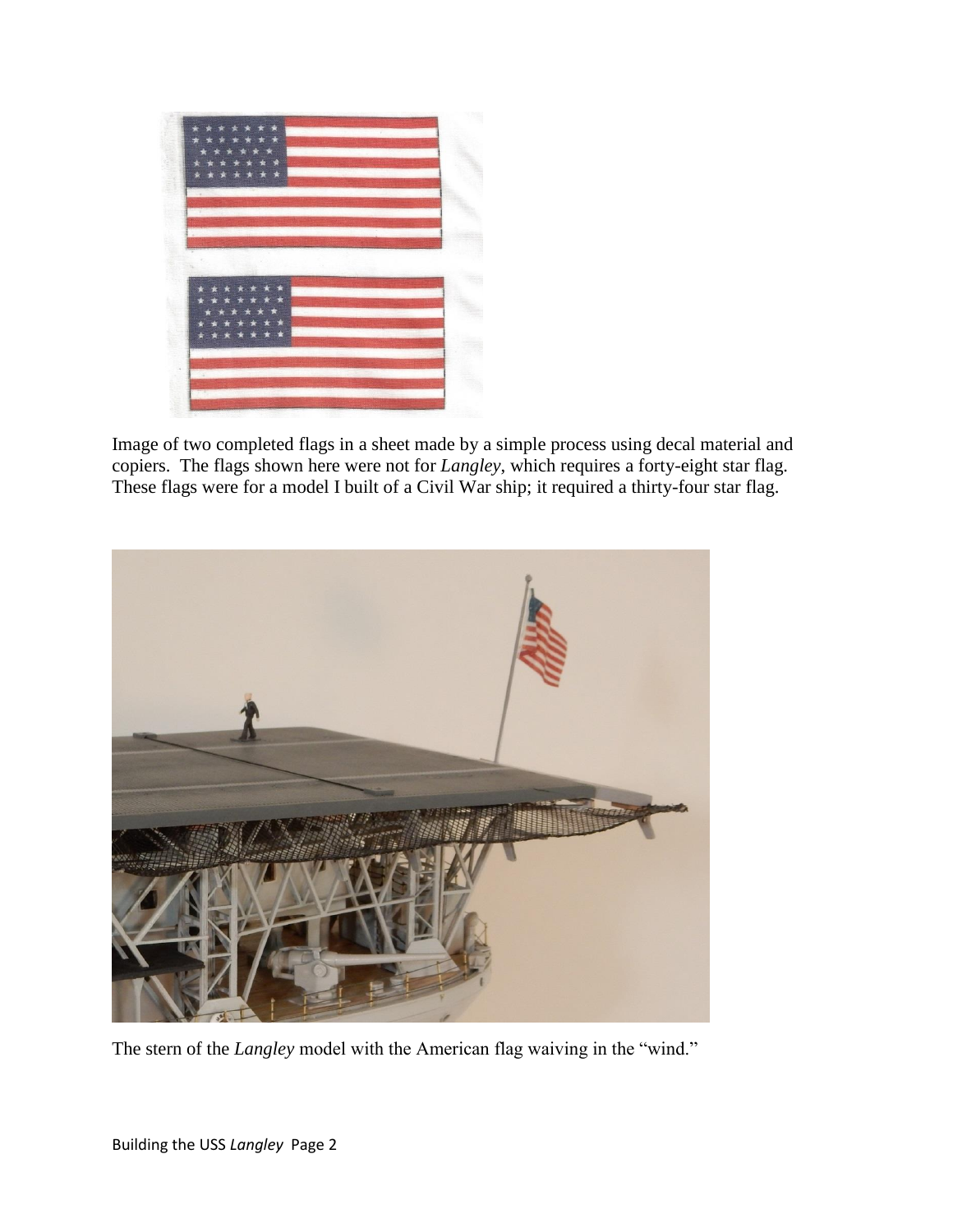Image of two completed flags in a sheet made by a simple process using decal material and copiers. The flags shown here were not for *Langley*, which requires a forty-eight star flag. These flags were for a model I built of a Civil War ship; it required a thirty-four star flag.

The stern of the *Langley* model with the American flag waiving in the "wind."